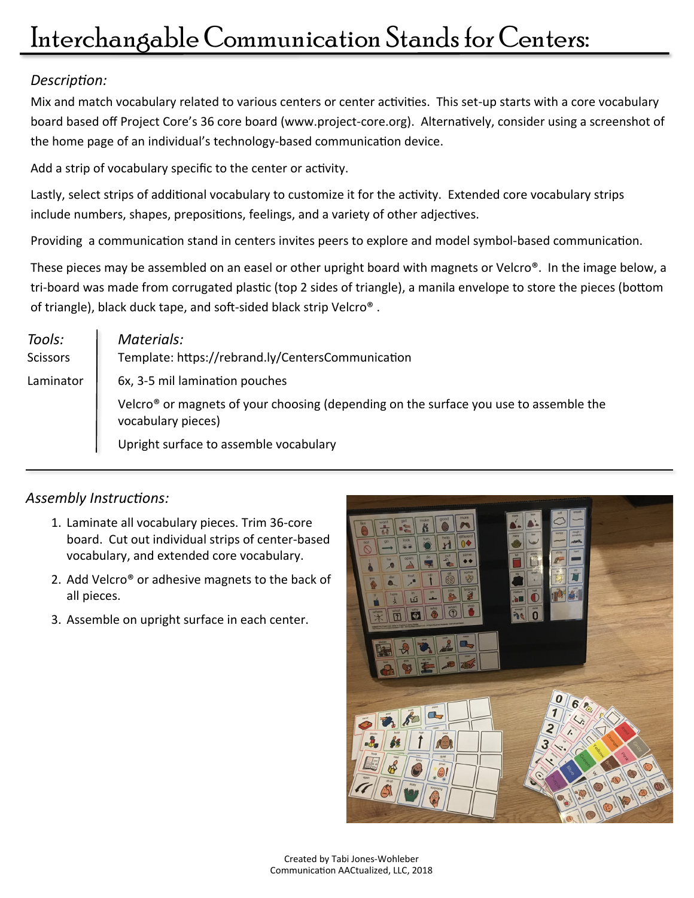# Interchangable Communication Stands for Centers:

*Description:*

Mix and match vocabulary related to various centers or center activities. This set-up starts with a core vocabulary board based off Project Core's 36 core board (www.project-core.org). Alternatively, consider using a screenshot of the home page of an individual's technology-based communication device.

Add a strip of vocabulary specific to the center or activity.

Lastly, select strips of additional vocabulary to customize it for the activity. Extended core vocabulary strips include numbers, shapes, prepositions, feelings, and a variety of other adjectives.

Providing a communication stand in centers invites peers to explore and model symbol-based communication.

These pieces may be assembled on an easel or other upright board with magnets or Velcro®. In the image below, a tri-board was made from corrugated plastic (top 2 sides of triangle), a manila envelope to store the pieces (bottom of triangle), black duck tape, and soft-sided black strip Velcro®.

*Tools:*

- Scissors
- Laminator

*Materials:*

- Template: https://rebrand.ly/CentersCommunication
- 6x, 3-5 mil lamination pouches
- Velcro® or magnets of your choosing (depending on the surface you use to assemble the vocabulary pieces)
- Upright surface to assemble vocabulary

---

*Assembly Instructions:*

1. Laminate all vocabulary pieces. Trim 36-core board. Cut out individual strips of center-based vocabulary, and extended core vocabulary.
2. Add Velcro® or adhesive magnets to the back of all pieces.
3. Assemble on upright surface in each center.

Created by Tabi Jones-Wohleber
Communication AACtualized, LLC, 2018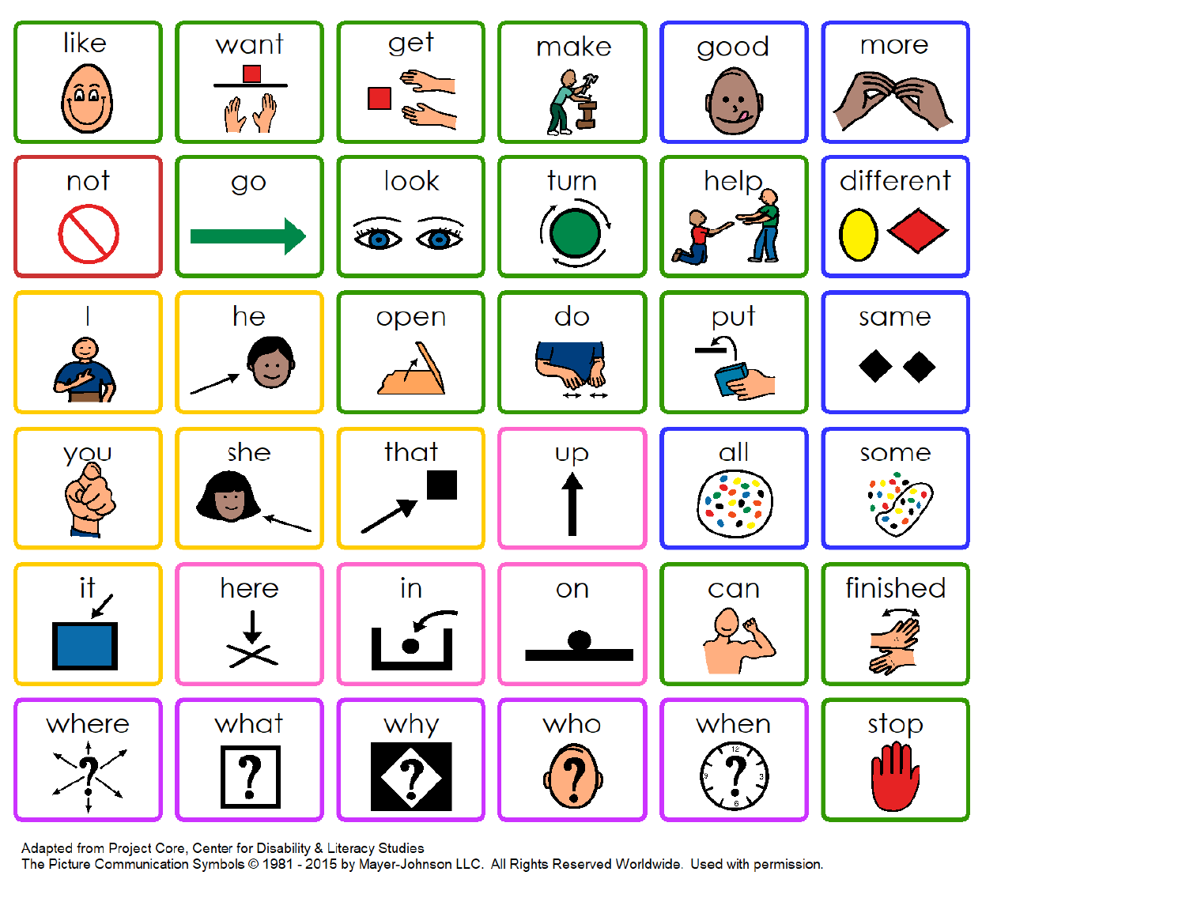| like | want | get | make | good | more |
|---|---|---|---|---|---|
| not | go | look | turn | help | different |
| I | he | open | do | put | same |
| you | she | that | up | all | some |
| it | here | in | on | can | finished |
| where | what | why | who | when | stop |

Adapted from Project Core, Center for Disability & Literacy Studies
The Picture Communication Symbols © 1981 - 2015 by Mayer-Johnson LLC. All Rights Reserved Worldwide. Used with permission.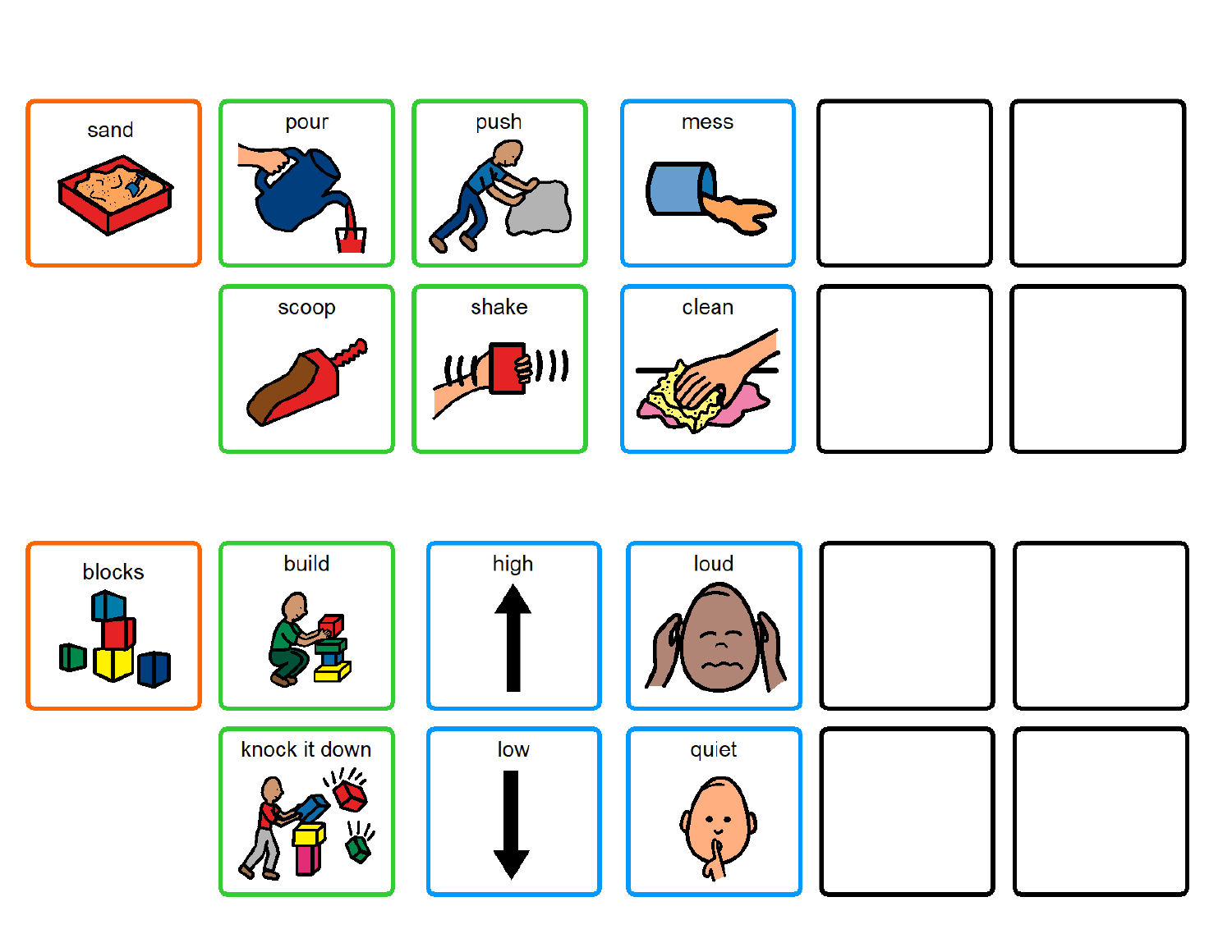| sand | pour | push | mess | | |
|---|---|---|---|---|---|
| | scoop | shake | clean | | |

| blocks | build | high | loud | | |
|---|---|---|---|---|---|
| | knock it down | low | quiet | | |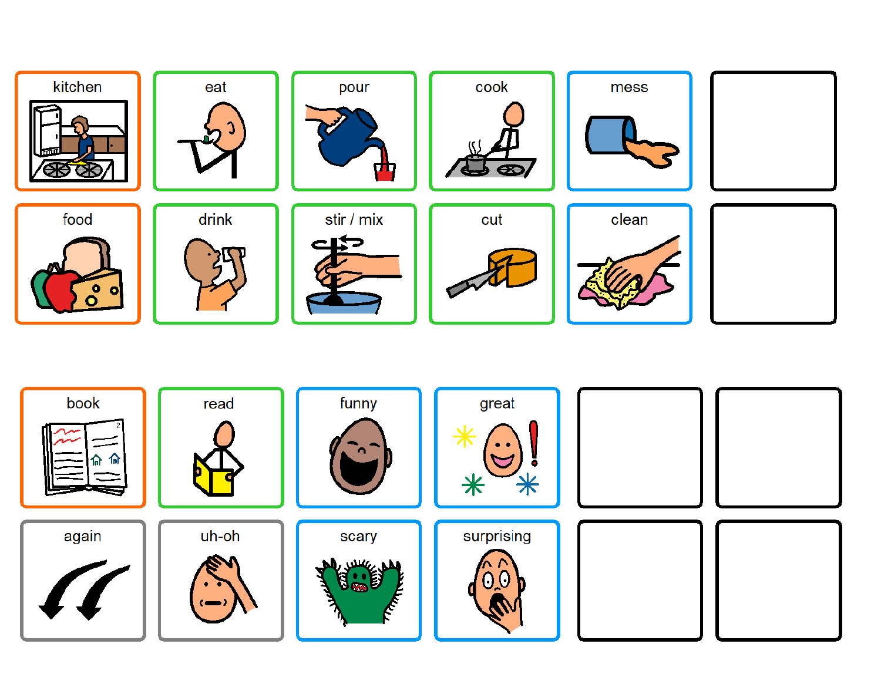| kitchen | eat | pour | cook | mess | |
|---|---|---|---|---|---|
| food | drink | stir / mix | cut | clean | |

| book | read | funny | great | | |
|---|---|---|---|---|---|
| again | uh-oh | scary | surprising | | |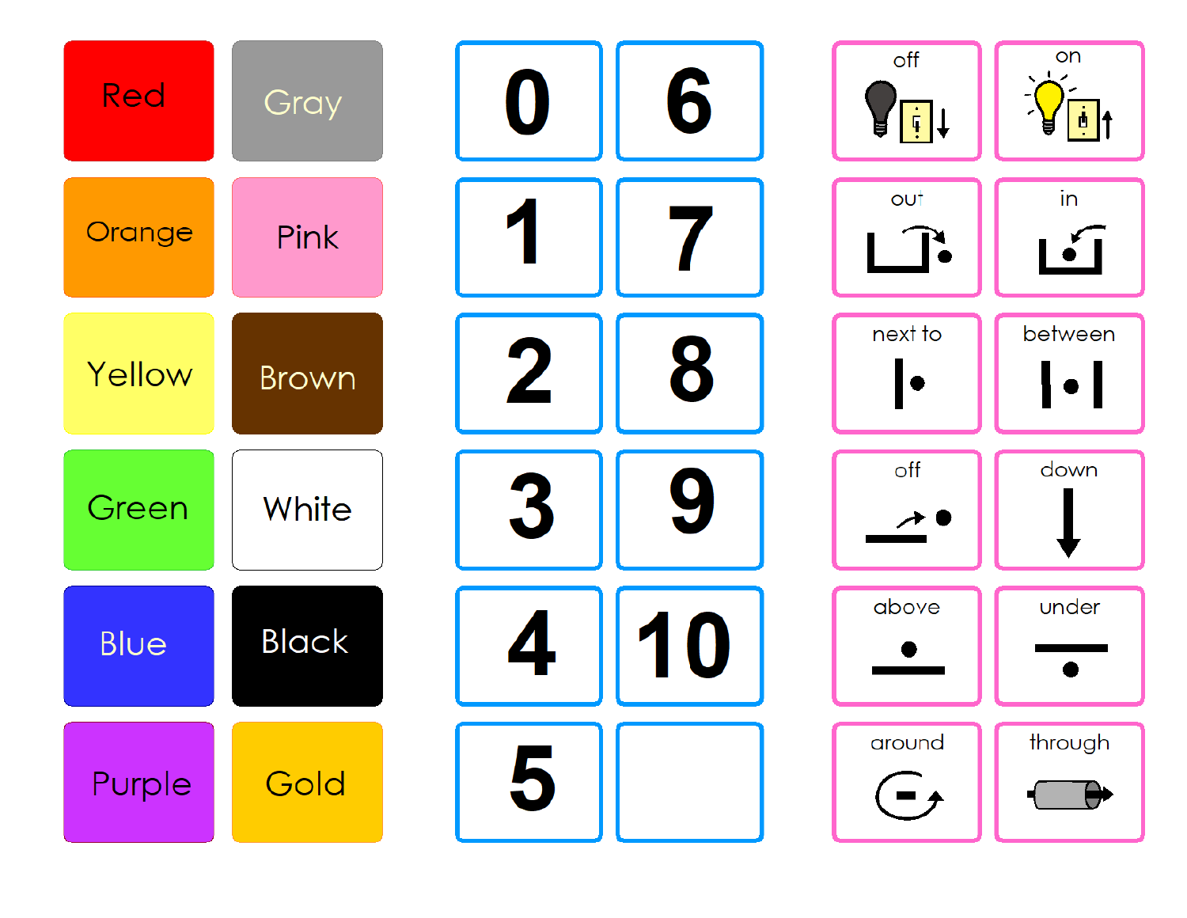| | |
|---|---|
| Red | Gray |
| Orange | Pink |
| Yellow | Brown |
| Green | White |
| Blue | Black |
| Purple | Gold |

| | |
|---|---|
| 0 | 6 |
| 1 | 7 |
| 2 | 8 |
| 3 | 9 |
| 4 | 10 |
| 5 | |

| | |
|---|---|
| off | on |
| out | in |
| next to | between |
| off | down |
| above | under |
| around | through |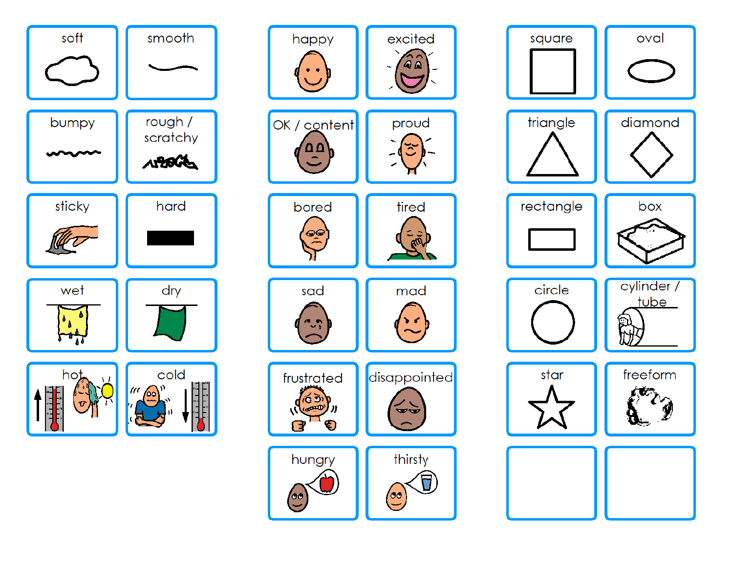| soft | smooth | | happy | excited | | square | oval |
|---|---|---|---|---|---|---|---|
| bumpy | rough / scratchy | | OK / content | proud | | triangle | diamond |
| sticky | hard | | bored | tired | | rectangle | box |
| wet | dry | | sad | mad | | circle | cylinder / tube |
| hot | cold | | frustrated | disappointed | | star | freeform |
| | | | hungry | thirsty | | | |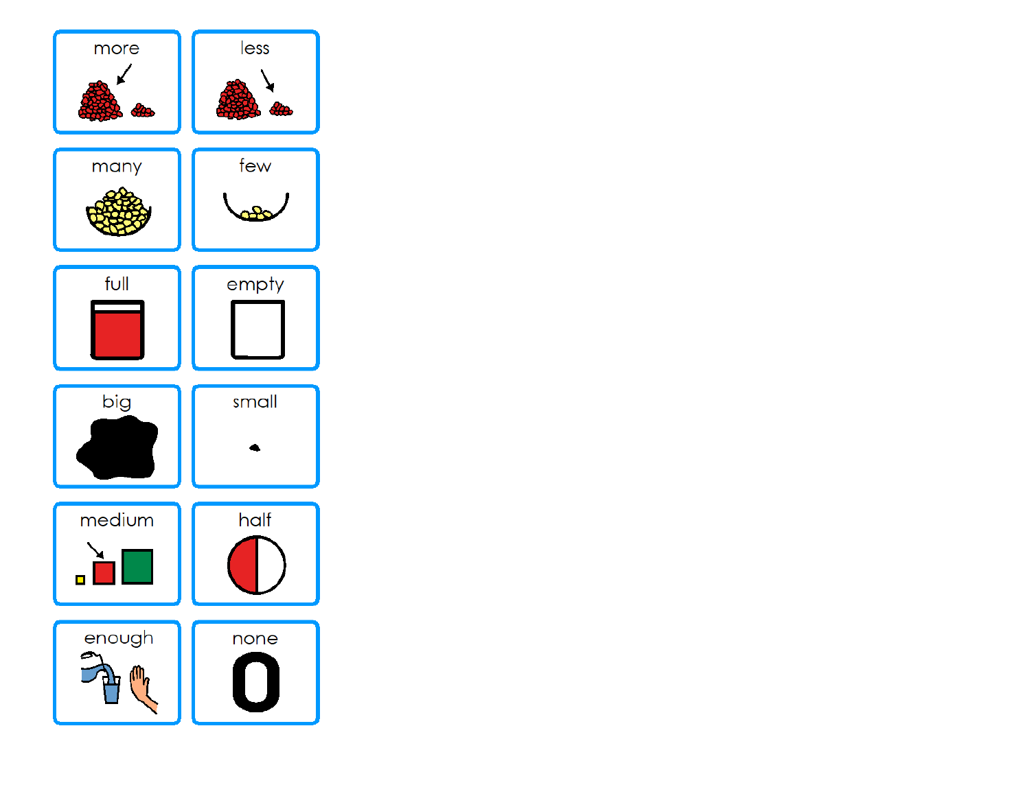| | |
|---|---|
| more | less |
| many | few |
| full | empty |
| big | small |
| medium | half |
| enough | none |